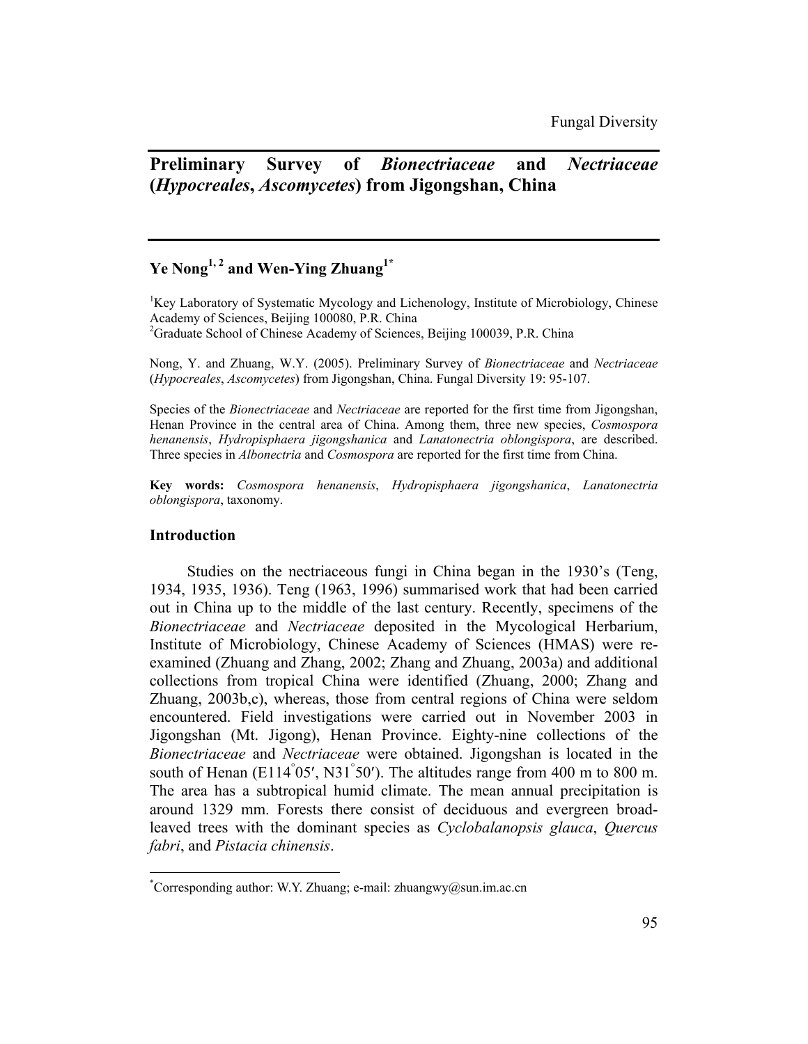# Preliminary Survey of *Bionectriaceae* and *Nectriaceae* (*Hypocreales*, *Ascomycetes*) from Jigongshan, China

**Ye Nong[1, 2] and Wen-Ying Zhuang[1*]**

[1]Key Laboratory of Systematic Mycology and Lichenology, Institute of Microbiology, Chinese Academy of Sciences, Beijing 100080, P.R. China
[2]Graduate School of Chinese Academy of Sciences, Beijing 100039, P.R. China

Nong, Y. and Zhuang, W.Y. (2005). Preliminary Survey of *Bionectriaceae* and *Nectriaceae* (*Hypocreales*, *Ascomycetes*) from Jigongshan, China. Fungal Diversity 19: 95-107.

Species of the *Bionectriaceae* and *Nectriaceae* are reported for the first time from Jigongshan, Henan Province in the central area of China. Among them, three new species, *Cosmospora henanensis*, *Hydropisphaera jigongshanica* and *Lanatonectria oblongispora*, are described. Three species in *Albonectria* and *Cosmospora* are reported for the first time from China.

**Key words:** *Cosmospora henanensis*, *Hydropisphaera jigongshanica*, *Lanatonectria oblongispora*, taxonomy.

## Introduction

Studies on the nectriaceous fungi in China began in the 1930's (Teng, 1934, 1935, 1936). Teng (1963, 1996) summarised work that had been carried out in China up to the middle of the last century. Recently, specimens of the *Bionectriaceae* and *Nectriaceae* deposited in the Mycological Herbarium, Institute of Microbiology, Chinese Academy of Sciences (HMAS) were re-examined (Zhuang and Zhang, 2002; Zhang and Zhuang, 2003a) and additional collections from tropical China were identified (Zhuang, 2000; Zhang and Zhuang, 2003b,c), whereas, those from central regions of China were seldom encountered. Field investigations were carried out in November 2003 in Jigongshan (Mt. Jigong), Henan Province. Eighty-nine collections of the *Bionectriaceae* and *Nectriaceae* were obtained. Jigongshan is located in the south of Henan (E114°05′, N31°50′). The altitudes range from 400 m to 800 m. The area has a subtropical humid climate. The mean annual precipitation is around 1329 mm. Forests there consist of deciduous and evergreen broad-leaved trees with the dominant species as *Cyclobalanopsis glauca*, *Quercus fabri*, and *Pistacia chinensis*.

---

*Corresponding author: W.Y. Zhuang; e-mail: zhuangwy@sun.im.ac.cn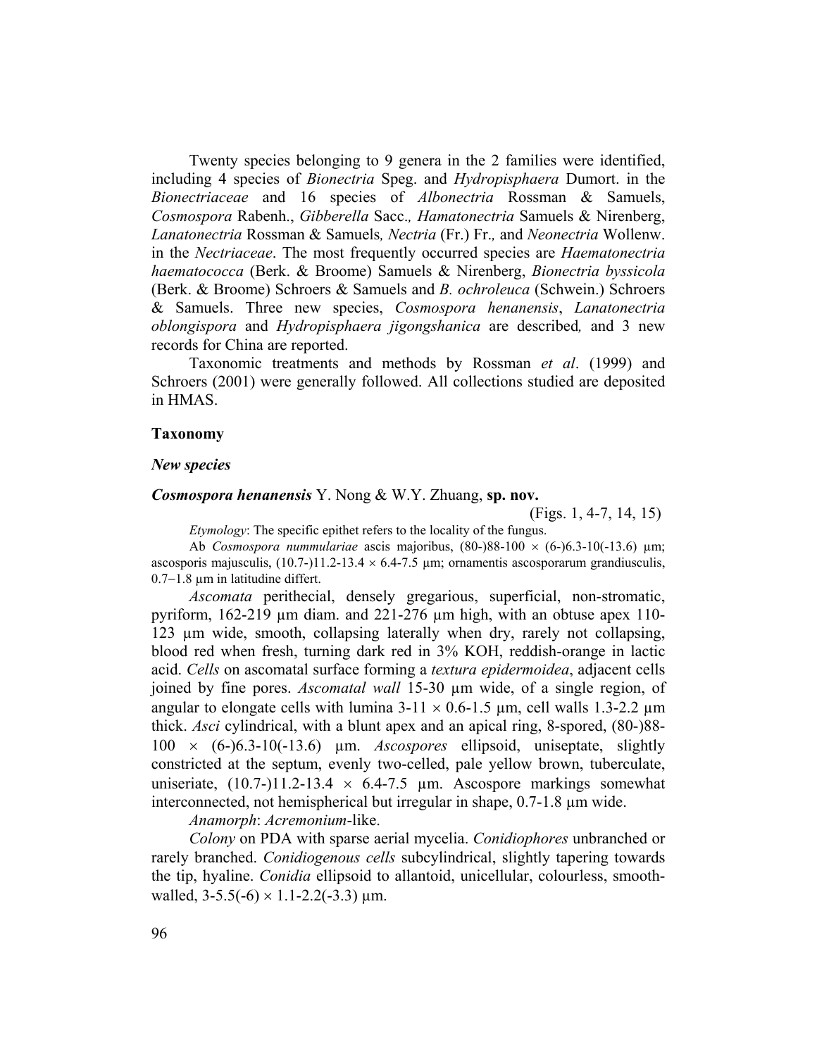Twenty species belonging to 9 genera in the 2 families were identified, including 4 species of *Bionectria* Speg. and *Hydropisphaera* Dumort. in the *Bionectriaceae* and 16 species of *Albonectria* Rossman & Samuels, *Cosmospora* Rabenh., *Gibberella* Sacc.*,* *Hamatonectria* Samuels & Nirenberg, *Lanatonectria* Rossman & Samuels*,* *Nectria* (Fr.) Fr.*,* and *Neonectria* Wollenw. in the *Nectriaceae*. The most frequently occurred species are *Haematonectria haematococca* (Berk. & Broome) Samuels & Nirenberg, *Bionectria byssicola* (Berk. & Broome) Schroers & Samuels and *B. ochroleuca* (Schwein.) Schroers & Samuels. Three new species, *Cosmospora henanensis*, *Lanatonectria oblongispora* and *Hydropisphaera jigongshanica* are described*,* and 3 new records for China are reported.

Taxonomic treatments and methods by Rossman *et al*. (1999) and Schroers (2001) were generally followed. All collections studied are deposited in HMAS.

## Taxonomy

### *New species*

***Cosmospora henanensis*** Y. Nong & W.Y. Zhuang, **sp. nov.**

(Figs. 1, 4-7, 14, 15)

*Etymology*: The specific epithet refers to the locality of the fungus.

Ab *Cosmospora nummulariae* ascis majoribus, (80-)88-100 × (6-)6.3-10(-13.6) µm; ascosporis majusculis, (10.7-)11.2-13.4 × 6.4-7.5 µm; ornamentis ascosporarum grandiusculis, 0.7–1.8 µm in latitudine differt.

*Ascomata* perithecial, densely gregarious, superficial, non-stromatic, pyriform, 162-219 µm diam. and 221-276 µm high, with an obtuse apex 110-123 µm wide, smooth, collapsing laterally when dry, rarely not collapsing, blood red when fresh, turning dark red in 3% KOH, reddish-orange in lactic acid. *Cells* on ascomatal surface forming a *textura epidermoidea*, adjacent cells joined by fine pores. *Ascomatal wall* 15-30 µm wide, of a single region, of angular to elongate cells with lumina 3-11 × 0.6-1.5 µm, cell walls 1.3-2.2 µm thick. *Asci* cylindrical, with a blunt apex and an apical ring, 8-spored, (80-)88-100 × (6-)6.3-10(-13.6) µm. *Ascospores* ellipsoid, uniseptate, slightly constricted at the septum, evenly two-celled, pale yellow brown, tuberculate, uniseriate, (10.7-)11.2-13.4 × 6.4-7.5 µm. Ascospore markings somewhat interconnected, not hemispherical but irregular in shape, 0.7-1.8 µm wide.

*Anamorph*: *Acremonium*-like.

*Colony* on PDA with sparse aerial mycelia. *Conidiophores* unbranched or rarely branched. *Conidiogenous cells* subcylindrical, slightly tapering towards the tip, hyaline. *Conidia* ellipsoid to allantoid, unicellular, colourless, smooth-walled, 3-5.5(-6) × 1.1-2.2(-3.3) µm.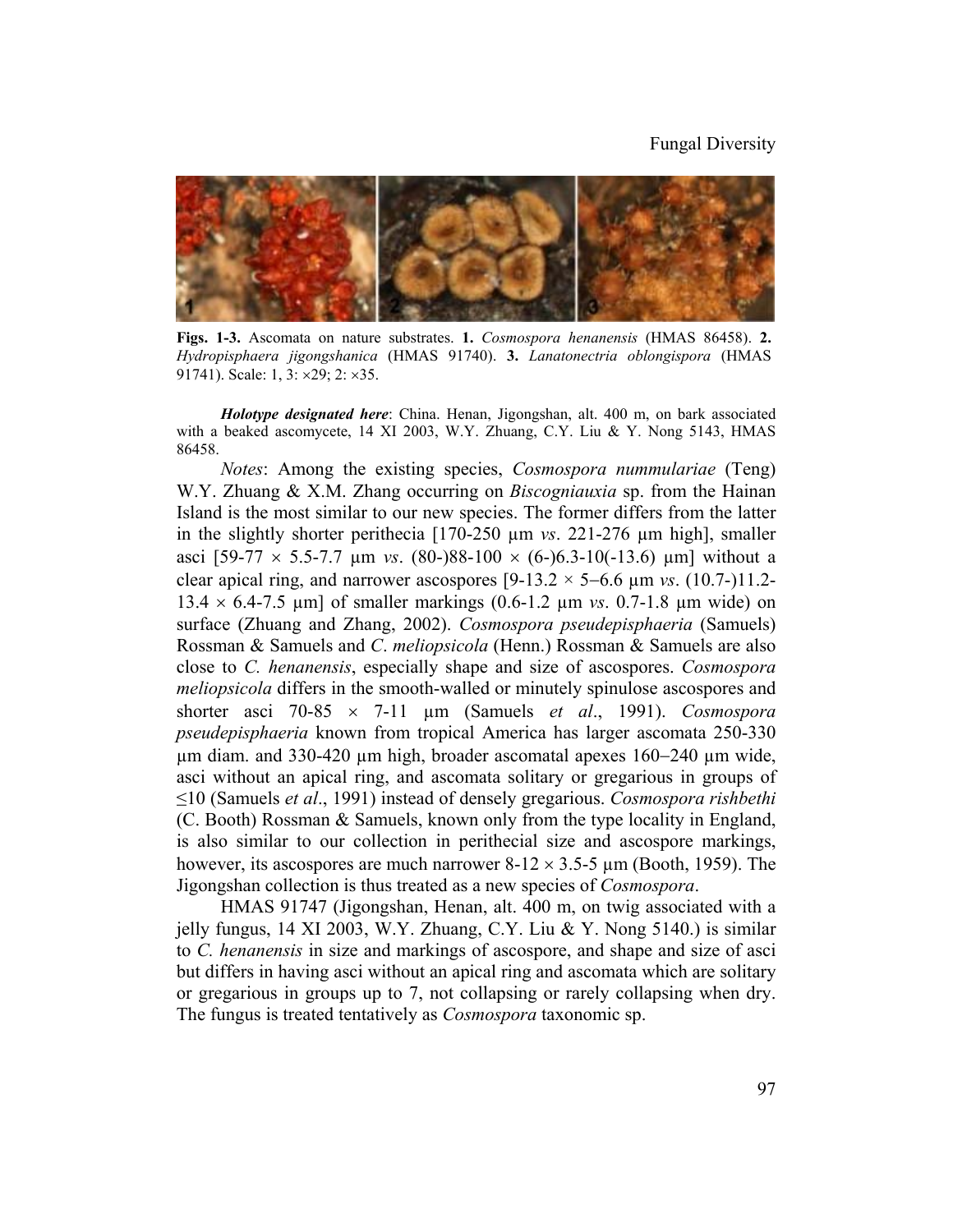**Figs. 1-3.** Ascomata on nature substrates. **1.** *Cosmospora henanensis* (HMAS 86458). **2.** *Hydropisphaera jigongshanica* (HMAS 91740). **3.** *Lanatonectria oblongispora* (HMAS 91741). Scale: 1, 3: ×29; 2: ×35.

***Holotype designated here***: China. Henan, Jigongshan, alt. 400 m, on bark associated with a beaked ascomycete, 14 XI 2003, W.Y. Zhuang, C.Y. Liu & Y. Nong 5143, HMAS 86458.

*Notes*: Among the existing species, *Cosmospora nummulariae* (Teng) W.Y. Zhuang & X.M. Zhang occurring on *Biscogniauxia* sp. from the Hainan Island is the most similar to our new species. The former differs from the latter in the slightly shorter perithecia [170-250 µm *vs*. 221-276 µm high], smaller asci [59-77 × 5.5-7.7 µm *vs*. (80-)88-100 × (6-)6.3-10(-13.6) µm] without a clear apical ring, and narrower ascospores [9-13.2 × 5–6.6 µm *vs*. (10.7-)11.2-13.4 × 6.4-7.5 µm] of smaller markings (0.6-1.2 µm *vs*. 0.7-1.8 µm wide) on surface (Zhuang and Zhang, 2002). *Cosmospora pseudepisphaeria* (Samuels) Rossman & Samuels and *C*. *meliopsicola* (Henn.) Rossman & Samuels are also close to *C. henanensis*, especially shape and size of ascospores. *Cosmospora meliopsicola* differs in the smooth-walled or minutely spinulose ascospores and shorter asci 70-85 × 7-11 µm (Samuels *et al*., 1991). *Cosmospora pseudepisphaeria* known from tropical America has larger ascomata 250-330 µm diam. and 330-420 µm high, broader ascomatal apexes 160–240 µm wide, asci without an apical ring, and ascomata solitary or gregarious in groups of ≤10 (Samuels *et al*., 1991) instead of densely gregarious. *Cosmospora rishbethi* (C. Booth) Rossman & Samuels, known only from the type locality in England, is also similar to our collection in perithecial size and ascospore markings, however, its ascospores are much narrower 8-12 × 3.5-5 µm (Booth, 1959). The Jigongshan collection is thus treated as a new species of *Cosmospora*.

HMAS 91747 (Jigongshan, Henan, alt. 400 m, on twig associated with a jelly fungus, 14 XI 2003, W.Y. Zhuang, C.Y. Liu & Y. Nong 5140.) is similar to *C. henanensis* in size and markings of ascospore, and shape and size of asci but differs in having asci without an apical ring and ascomata which are solitary or gregarious in groups up to 7, not collapsing or rarely collapsing when dry. The fungus is treated tentatively as *Cosmospora* taxonomic sp.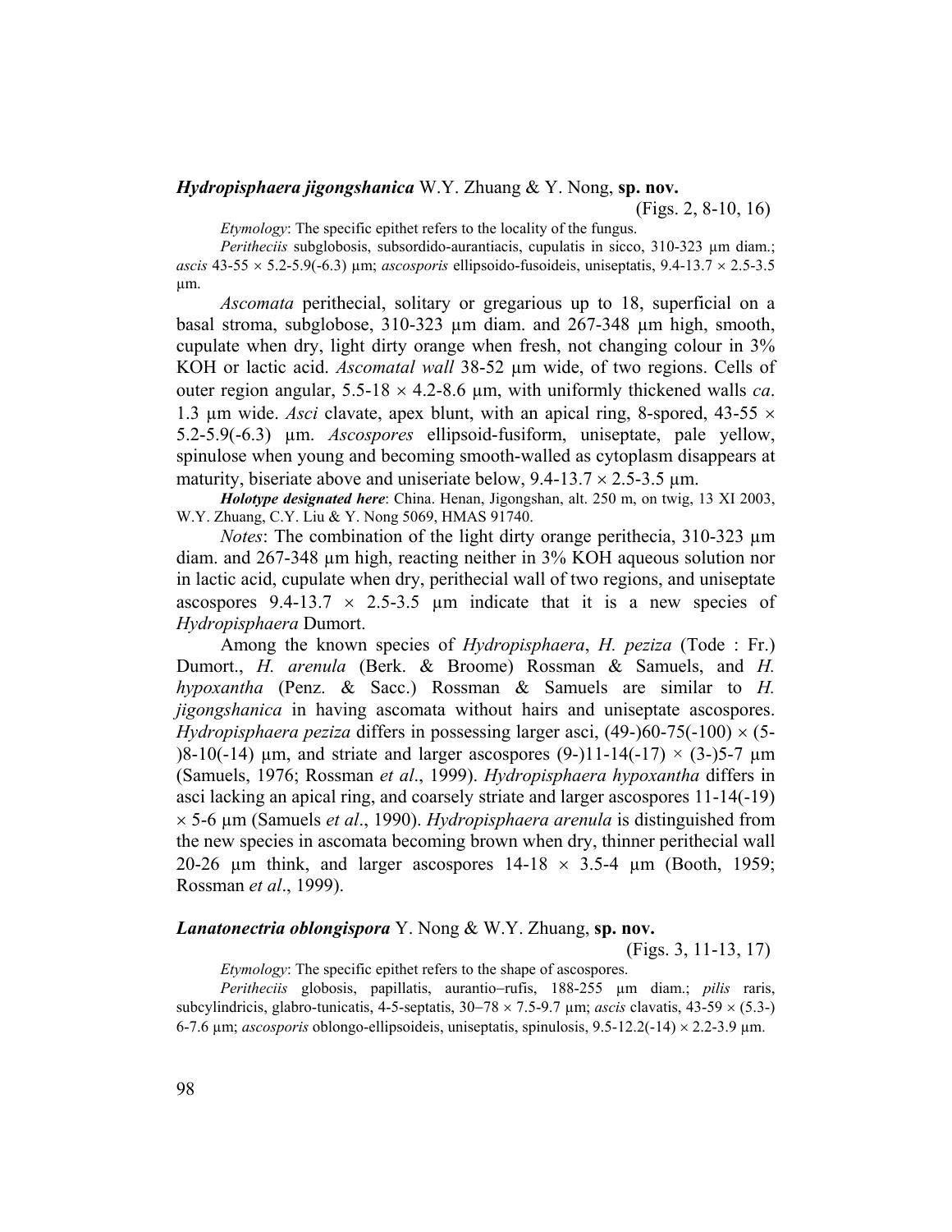***Hydropisphaera jigongshanica*** W.Y. Zhuang & Y. Nong, **sp. nov.**

(Figs. 2, 8-10, 16)

*Etymology*: The specific epithet refers to the locality of the fungus.

*Peritheciis* subglobosis, subsordido-aurantiacis, cupulatis in sicco, 310-323 µm diam.; *ascis* 43-55 × 5.2-5.9(-6.3) µm; *ascosporis* ellipsoido-fusoideis, uniseptatis, 9.4-13.7 × 2.5-3.5 µm.

*Ascomata* perithecial, solitary or gregarious up to 18, superficial on a basal stroma, subglobose, 310-323 µm diam. and 267-348 µm high, smooth, cupulate when dry, light dirty orange when fresh, not changing colour in 3% KOH or lactic acid. *Ascomatal wall* 38-52 µm wide, of two regions. Cells of outer region angular, 5.5-18 × 4.2-8.6 µm, with uniformly thickened walls *ca*. 1.3 µm wide. *Asci* clavate, apex blunt, with an apical ring, 8-spored, 43-55 × 5.2-5.9(-6.3) µm. *Ascospores* ellipsoid-fusiform, uniseptate, pale yellow, spinulose when young and becoming smooth-walled as cytoplasm disappears at maturity, biseriate above and uniseriate below, 9.4-13.7 × 2.5-3.5 µm.

***Holotype designated here***: China. Henan, Jigongshan, alt. 250 m, on twig, 13 XI 2003, W.Y. Zhuang, C.Y. Liu & Y. Nong 5069, HMAS 91740.

*Notes*: The combination of the light dirty orange perithecia, 310-323 µm diam. and 267-348 µm high, reacting neither in 3% KOH aqueous solution nor in lactic acid, cupulate when dry, perithecial wall of two regions, and uniseptate ascospores 9.4-13.7 × 2.5-3.5 µm indicate that it is a new species of *Hydropisphaera* Dumort.

Among the known species of *Hydropisphaera*, *H. peziza* (Tode : Fr.) Dumort., *H. arenula* (Berk. & Broome) Rossman & Samuels, and *H. hypoxantha* (Penz. & Sacc.) Rossman & Samuels are similar to *H. jigongshanica* in having ascomata without hairs and uniseptate ascospores. *Hydropisphaera peziza* differs in possessing larger asci, (49-)60-75(-100) × (5-)8-10(-14) µm, and striate and larger ascospores (9-)11-14(-17) × (3-)5-7 µm (Samuels, 1976; Rossman *et al*., 1999). *Hydropisphaera hypoxantha* differs in asci lacking an apical ring, and coarsely striate and larger ascospores 11-14(-19) × 5-6 µm (Samuels *et al*., 1990). *Hydropisphaera arenula* is distinguished from the new species in ascomata becoming brown when dry, thinner perithecial wall 20-26 µm think, and larger ascospores 14-18 × 3.5-4 µm (Booth, 1959; Rossman *et al*., 1999).

***Lanatonectria oblongispora*** Y. Nong & W.Y. Zhuang, **sp. nov.**

(Figs. 3, 11-13, 17)

*Etymology*: The specific epithet refers to the shape of ascospores.

*Peritheciis* globosis, papillatis, aurantio–rufis, 188-255 µm diam.; *pilis* raris, subcylindricis, glabro-tunicatis, 4-5-septatis, 30–78 × 7.5-9.7 µm; *ascis* clavatis, 43-59 × (5.3-)6-7.6 µm; *ascosporis* oblongo-ellipsoideis, uniseptatis, spinulosis, 9.5-12.2(-14) × 2.2-3.9 µm.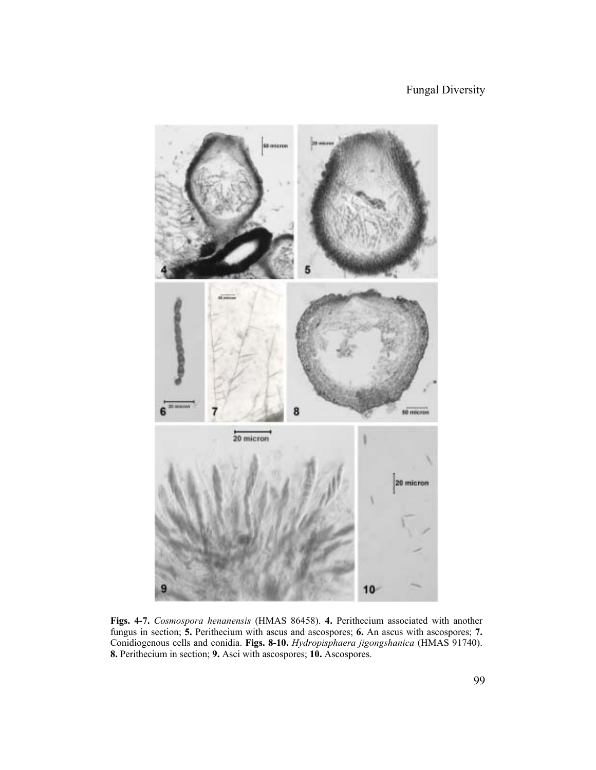**Figs. 4-7.** *Cosmospora henanensis* (HMAS 86458). **4.** Perithecium associated with another fungus in section; **5.** Perithecium with ascus and ascospores; **6.** An ascus with ascospores; **7.** Conidiogenous cells and conidia. **Figs. 8-10.** *Hydropisphaera jigongshanica* (HMAS 91740). **8.** Perithecium in section; **9.** Asci with ascospores; **10.** Ascospores.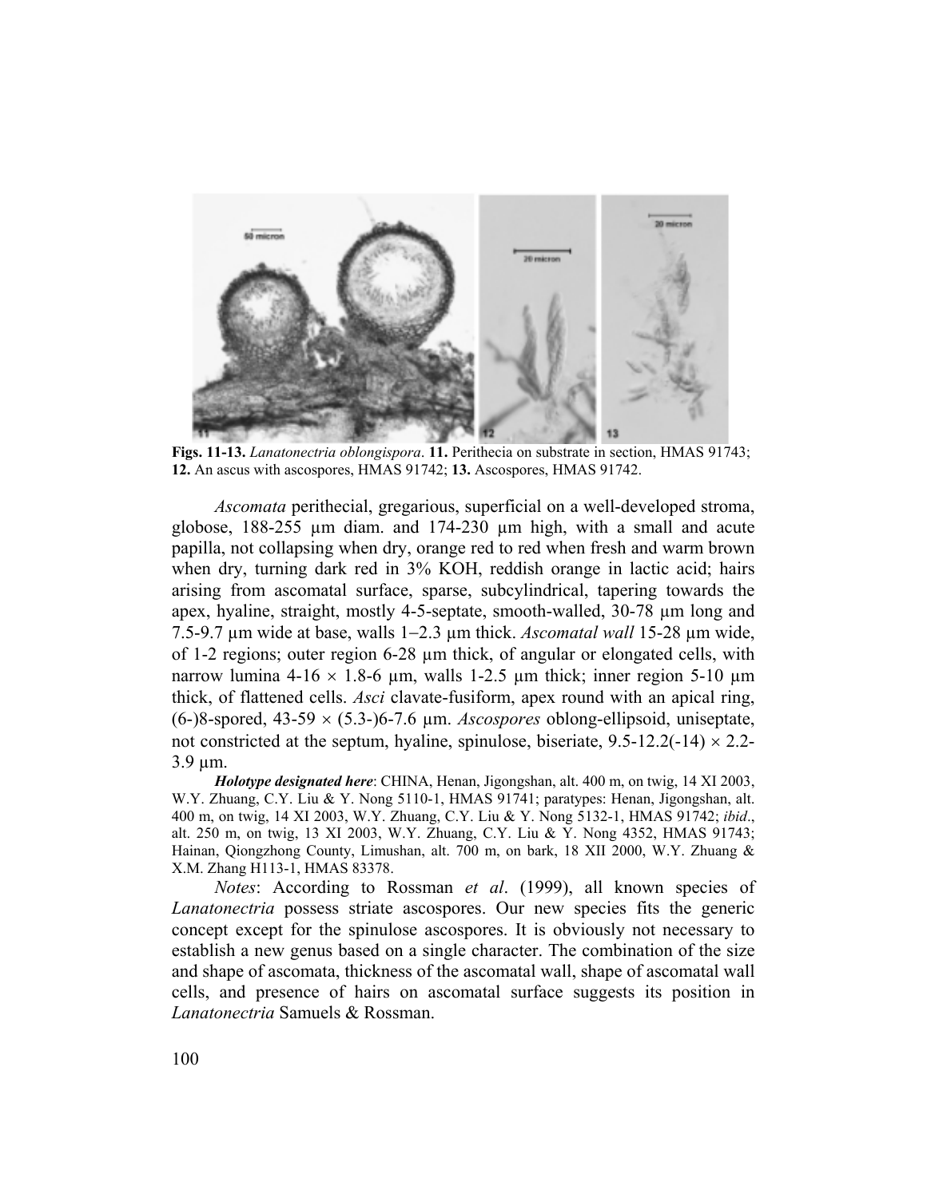**Figs. 11-13.** *Lanatonectria oblongispora*. **11.** Perithecia on substrate in section, HMAS 91743; **12.** An ascus with ascospores, HMAS 91742; **13.** Ascospores, HMAS 91742.

*Ascomata* perithecial, gregarious, superficial on a well-developed stroma, globose, 188-255 µm diam. and 174-230 µm high, with a small and acute papilla, not collapsing when dry, orange red to red when fresh and warm brown when dry, turning dark red in 3% KOH, reddish orange in lactic acid; hairs arising from ascomatal surface, sparse, subcylindrical, tapering towards the apex, hyaline, straight, mostly 4-5-septate, smooth-walled, 30-78 µm long and 7.5-9.7 µm wide at base, walls 1–2.3 µm thick. *Ascomatal wall* 15-28 µm wide, of 1-2 regions; outer region 6-28 µm thick, of angular or elongated cells, with narrow lumina 4-16 × 1.8-6 µm, walls 1-2.5 µm thick; inner region 5-10 µm thick, of flattened cells. *Asci* clavate-fusiform, apex round with an apical ring, (6-)8-spored, 43-59 × (5.3-)6-7.6 µm. *Ascospores* oblong-ellipsoid, uniseptate, not constricted at the septum, hyaline, spinulose, biseriate, 9.5-12.2(-14) × 2.2-3.9 µm.

***Holotype designated here***: CHINA, Henan, Jigongshan, alt. 400 m, on twig, 14 XI 2003, W.Y. Zhuang, C.Y. Liu & Y. Nong 5110-1, HMAS 91741; paratypes: Henan, Jigongshan, alt. 400 m, on twig, 14 XI 2003, W.Y. Zhuang, C.Y. Liu & Y. Nong 5132-1, HMAS 91742; *ibid*., alt. 250 m, on twig, 13 XI 2003, W.Y. Zhuang, C.Y. Liu & Y. Nong 4352, HMAS 91743; Hainan, Qiongzhong County, Limushan, alt. 700 m, on bark, 18 XII 2000, W.Y. Zhuang & X.M. Zhang H113-1, HMAS 83378.

*Notes*: According to Rossman *et al*. (1999), all known species of *Lanatonectria* possess striate ascospores. Our new species fits the generic concept except for the spinulose ascospores. It is obviously not necessary to establish a new genus based on a single character. The combination of the size and shape of ascomata, thickness of the ascomatal wall, shape of ascomatal wall cells, and presence of hairs on ascomatal surface suggests its position in *Lanatonectria* Samuels & Rossman.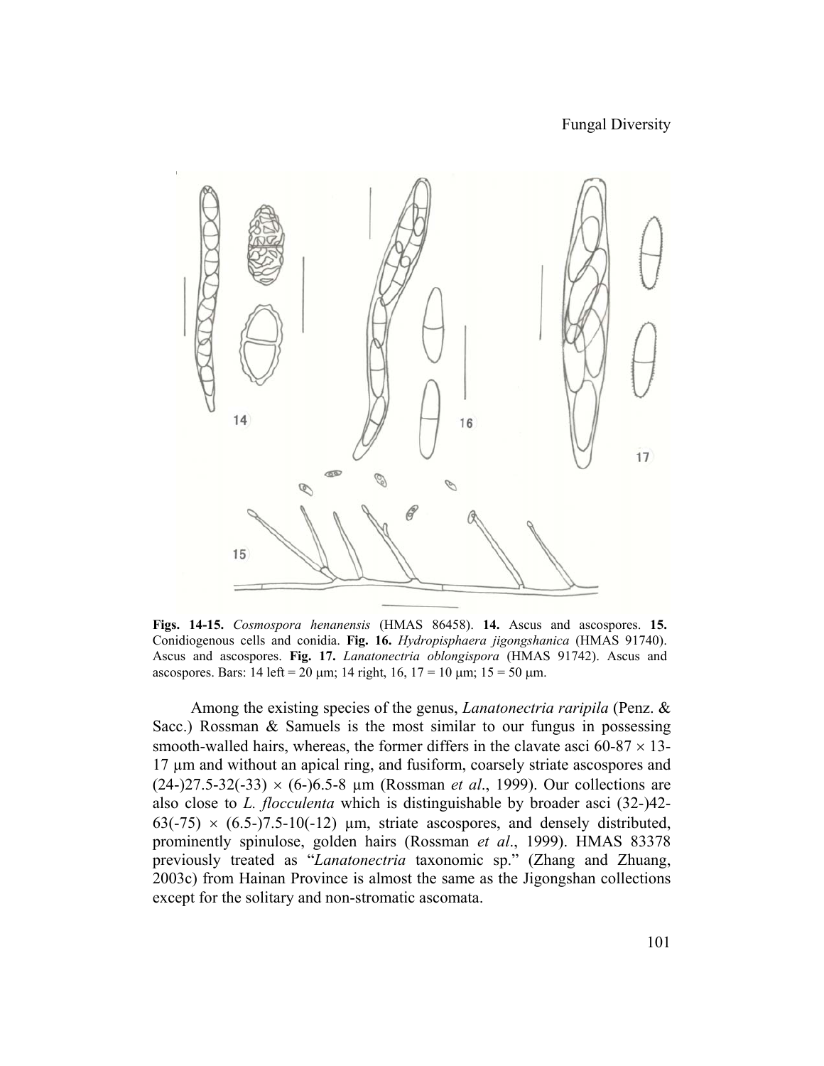**Figs. 14-15.** *Cosmospora henanensis* (HMAS 86458). **14.** Ascus and ascospores. **15.** Conidiogenous cells and conidia. **Fig. 16.** *Hydropisphaera jigongshanica* (HMAS 91740). Ascus and ascospores. **Fig. 17.** *Lanatonectria oblongispora* (HMAS 91742). Ascus and ascospores. Bars: 14 left = 20 µm; 14 right, 16, 17 = 10 µm; 15 = 50 µm.

Among the existing species of the genus, *Lanatonectria raripila* (Penz. & Sacc.) Rossman & Samuels is the most similar to our fungus in possessing smooth-walled hairs, whereas, the former differs in the clavate asci 60-87 × 13-17 µm and without an apical ring, and fusiform, coarsely striate ascospores and (24-)27.5-32(-33) × (6-)6.5-8 µm (Rossman *et al*., 1999). Our collections are also close to *L. flocculenta* which is distinguishable by broader asci (32-)42-63(-75) × (6.5-)7.5-10(-12) µm, striate ascospores, and densely distributed, prominently spinulose, golden hairs (Rossman *et al*., 1999). HMAS 83378 previously treated as "*Lanatonectria* taxonomic sp." (Zhang and Zhuang, 2003c) from Hainan Province is almost the same as the Jigongshan collections except for the solitary and non-stromatic ascomata.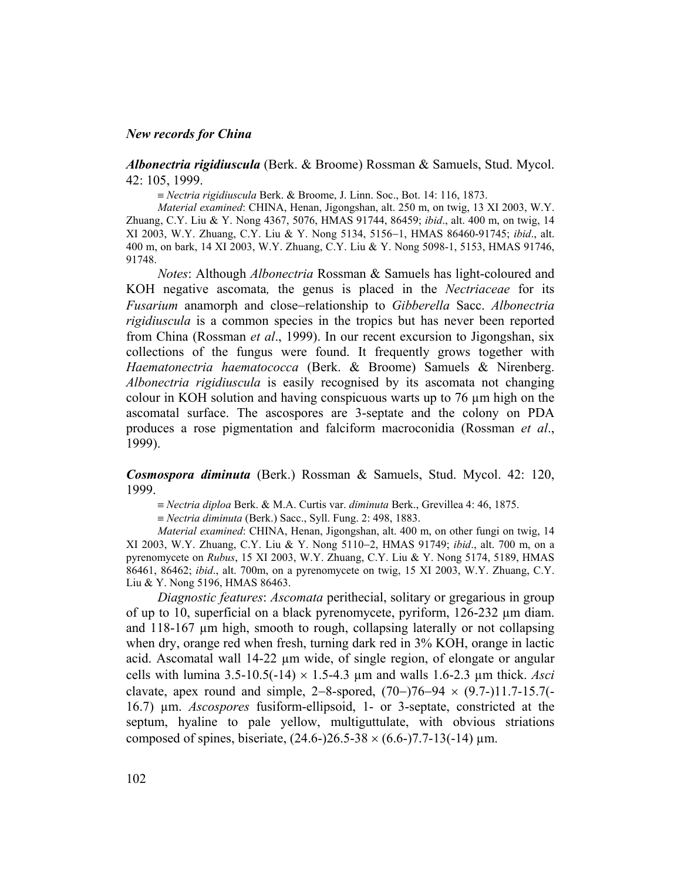*New records for China*

***Albonectria rigidiuscula*** (Berk. & Broome) Rossman & Samuels, Stud. Mycol. 42: 105, 1999.

≡ *Nectria rigidiuscula* Berk. & Broome, J. Linn. Soc., Bot. 14: 116, 1873.

*Material examined*: CHINA, Henan, Jigongshan, alt. 250 m, on twig, 13 XI 2003, W.Y. Zhuang, C.Y. Liu & Y. Nong 4367, 5076, HMAS 91744, 86459; *ibid*., alt. 400 m, on twig, 14 XI 2003, W.Y. Zhuang, C.Y. Liu & Y. Nong 5134, 5156−1, HMAS 86460-91745; *ibid*., alt. 400 m, on bark, 14 XI 2003, W.Y. Zhuang, C.Y. Liu & Y. Nong 5098-1, 5153, HMAS 91746, 91748.

*Notes*: Although *Albonectria* Rossman & Samuels has light-coloured and KOH negative ascomata*,* the genus is placed in the *Nectriaceae* for its *Fusarium* anamorph and close−relationship to *Gibberella* Sacc. *Albonectria rigidiuscula* is a common species in the tropics but has never been reported from China (Rossman *et al*., 1999). In our recent excursion to Jigongshan, six collections of the fungus were found. It frequently grows together with *Haematonectria haematococca* (Berk. & Broome) Samuels & Nirenberg. *Albonectria rigidiuscula* is easily recognised by its ascomata not changing colour in KOH solution and having conspicuous warts up to 76 µm high on the ascomatal surface. The ascospores are 3-septate and the colony on PDA produces a rose pigmentation and falciform macroconidia (Rossman *et al*., 1999).

***Cosmospora diminuta*** (Berk.) Rossman & Samuels, Stud. Mycol. 42: 120, 1999.

≡ *Nectria diploa* Berk. & M.A. Curtis var. *diminuta* Berk., Grevillea 4: 46, 1875.

≡ *Nectria diminuta* (Berk.) Sacc., Syll. Fung. 2: 498, 1883.

*Material examined*: CHINA, Henan, Jigongshan, alt. 400 m, on other fungi on twig, 14 XI 2003, W.Y. Zhuang, C.Y. Liu & Y. Nong 5110−2, HMAS 91749; *ibid*., alt. 700 m, on a pyrenomycete on *Rubus*, 15 XI 2003, W.Y. Zhuang, C.Y. Liu & Y. Nong 5174, 5189, HMAS 86461, 86462; *ibid*., alt. 700m, on a pyrenomycete on twig, 15 XI 2003, W.Y. Zhuang, C.Y. Liu & Y. Nong 5196, HMAS 86463.

*Diagnostic features*: *Ascomata* perithecial, solitary or gregarious in group of up to 10, superficial on a black pyrenomycete, pyriform, 126-232 µm diam. and 118-167 µm high, smooth to rough, collapsing laterally or not collapsing when dry, orange red when fresh, turning dark red in 3% KOH, orange in lactic acid. Ascomatal wall 14-22 µm wide, of single region, of elongate or angular cells with lumina 3.5-10.5(-14) × 1.5-4.3 µm and walls 1.6-2.3 µm thick. *Asci* clavate, apex round and simple, 2−8-spored, (70−)76−94 × (9.7-)11.7-15.7(-16.7) µm. *Ascospores* fusiform-ellipsoid, 1- or 3-septate, constricted at the septum, hyaline to pale yellow, multiguttulate, with obvious striations composed of spines, biseriate, (24.6-)26.5-38 × (6.6-)7.7-13(-14) µm.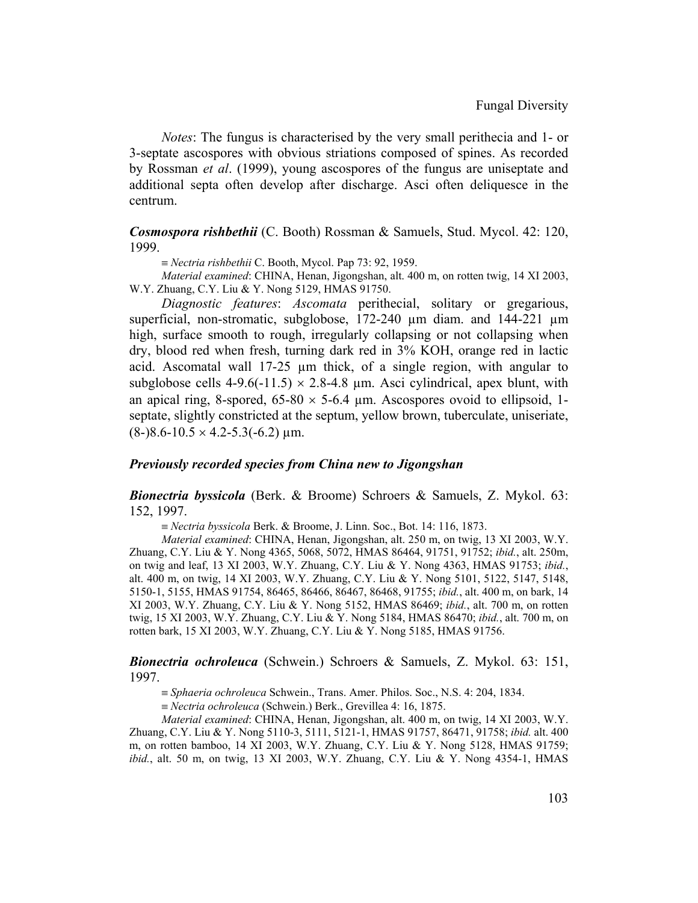*Notes*: The fungus is characterised by the very small perithecia and 1- or 3-septate ascospores with obvious striations composed of spines. As recorded by Rossman *et al*. (1999), young ascospores of the fungus are uniseptate and additional septa often develop after discharge. Asci often deliquesce in the centrum.

***Cosmospora rishbethii*** (C. Booth) Rossman & Samuels, Stud. Mycol. 42: 120, 1999.

≡ *Nectria rishbethii* C. Booth, Mycol. Pap 73: 92, 1959.

*Material examined*: CHINA, Henan, Jigongshan, alt. 400 m, on rotten twig, 14 XI 2003, W.Y. Zhuang, C.Y. Liu & Y. Nong 5129, HMAS 91750.

*Diagnostic features*: *Ascomata* perithecial, solitary or gregarious, superficial, non-stromatic, subglobose, 172-240 µm diam. and 144-221 µm high, surface smooth to rough, irregularly collapsing or not collapsing when dry, blood red when fresh, turning dark red in 3% KOH, orange red in lactic acid. Ascomatal wall 17-25 µm thick, of a single region, with angular to subglobose cells 4-9.6(-11.5) × 2.8-4.8 µm. Asci cylindrical, apex blunt, with an apical ring, 8-spored, 65-80 × 5-6.4 µm. Ascospores ovoid to ellipsoid, 1-septate, slightly constricted at the septum, yellow brown, tuberculate, uniseriate, (8-)8.6-10.5 × 4.2-5.3(-6.2) µm.

## *Previously recorded species from China new to Jigongshan*

***Bionectria byssicola*** (Berk. & Broome) Schroers & Samuels, Z. Mykol. 63: 152, 1997.

≡ *Nectria byssicola* Berk. & Broome, J. Linn. Soc., Bot. 14: 116, 1873.

*Material examined*: CHINA, Henan, Jigongshan, alt. 250 m, on twig, 13 XI 2003, W.Y. Zhuang, C.Y. Liu & Y. Nong 4365, 5068, 5072, HMAS 86464, 91751, 91752; *ibid.*, alt. 250m, on twig and leaf, 13 XI 2003, W.Y. Zhuang, C.Y. Liu & Y. Nong 4363, HMAS 91753; *ibid.*, alt. 400 m, on twig, 14 XI 2003, W.Y. Zhuang, C.Y. Liu & Y. Nong 5101, 5122, 5147, 5148, 5150-1, 5155, HMAS 91754, 86465, 86466, 86467, 86468, 91755; *ibid.*, alt. 400 m, on bark, 14 XI 2003, W.Y. Zhuang, C.Y. Liu & Y. Nong 5152, HMAS 86469; *ibid.*, alt. 700 m, on rotten twig, 15 XI 2003, W.Y. Zhuang, C.Y. Liu & Y. Nong 5184, HMAS 86470; *ibid.*, alt. 700 m, on rotten bark, 15 XI 2003, W.Y. Zhuang, C.Y. Liu & Y. Nong 5185, HMAS 91756.

***Bionectria ochroleuca*** (Schwein.) Schroers & Samuels, Z. Mykol. 63: 151, 1997.

≡ *Sphaeria ochroleuca* Schwein., Trans. Amer. Philos. Soc., N.S. 4: 204, 1834.

≡ *Nectria ochroleuca* (Schwein.) Berk., Grevillea 4: 16, 1875.

*Material examined*: CHINA, Henan, Jigongshan, alt. 400 m, on twig, 14 XI 2003, W.Y. Zhuang, C.Y. Liu & Y. Nong 5110-3, 5111, 5121-1, HMAS 91757, 86471, 91758; *ibid.* alt. 400 m, on rotten bamboo, 14 XI 2003, W.Y. Zhuang, C.Y. Liu & Y. Nong 5128, HMAS 91759; *ibid.*, alt. 50 m, on twig, 13 XI 2003, W.Y. Zhuang, C.Y. Liu & Y. Nong 4354-1, HMAS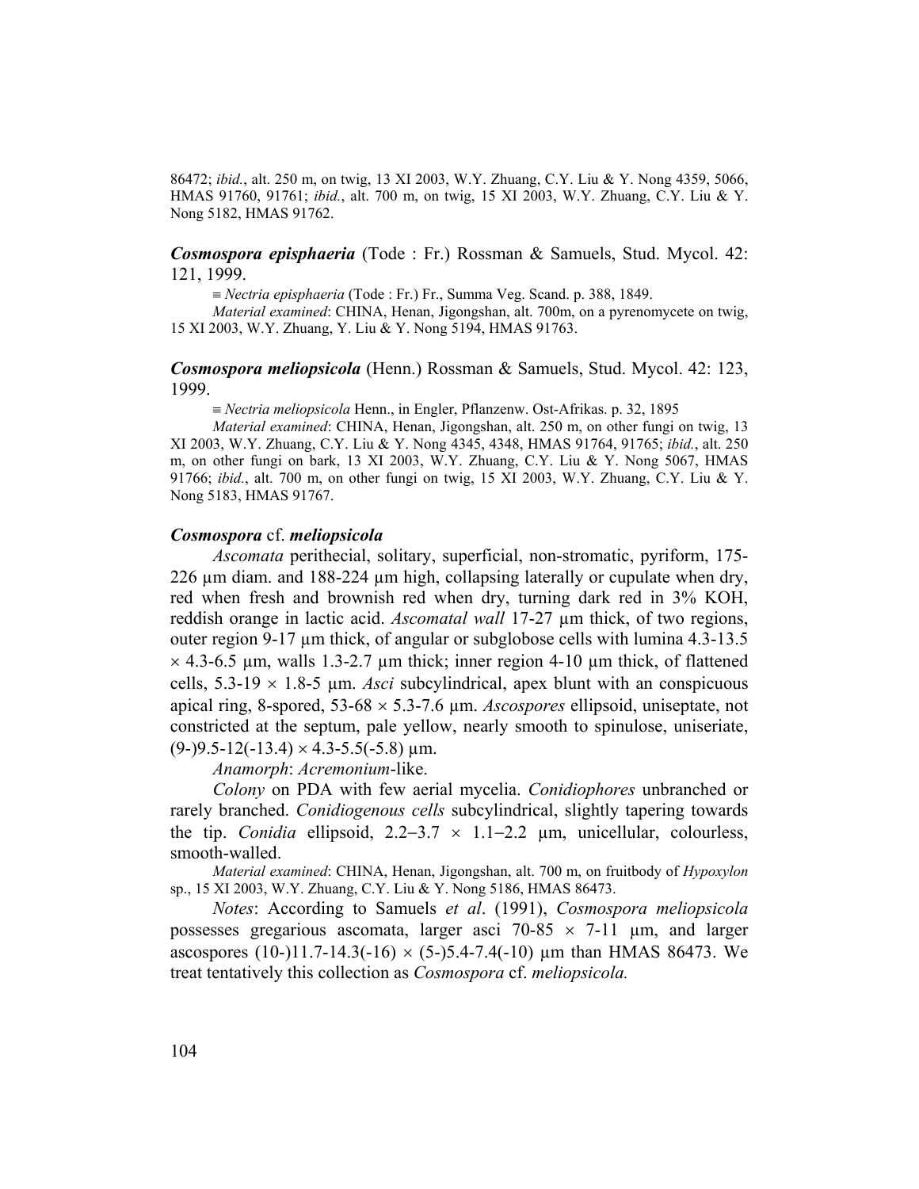86472; *ibid.*, alt. 250 m, on twig, 13 XI 2003, W.Y. Zhuang, C.Y. Liu & Y. Nong 4359, 5066, HMAS 91760, 91761; *ibid.*, alt. 700 m, on twig, 15 XI 2003, W.Y. Zhuang, C.Y. Liu & Y. Nong 5182, HMAS 91762.

***Cosmospora episphaeria*** (Tode : Fr.) Rossman & Samuels, Stud. Mycol. 42: 121, 1999.

≡ *Nectria episphaeria* (Tode : Fr.) Fr., Summa Veg. Scand. p. 388, 1849.

*Material examined*: CHINA, Henan, Jigongshan, alt. 700m, on a pyrenomycete on twig, 15 XI 2003, W.Y. Zhuang, Y. Liu & Y. Nong 5194, HMAS 91763.

***Cosmospora meliopsicola*** (Henn.) Rossman & Samuels, Stud. Mycol. 42: 123, 1999.

≡ *Nectria meliopsicola* Henn., in Engler, Pflanzenw. Ost-Afrikas. p. 32, 1895

*Material examined*: CHINA, Henan, Jigongshan, alt. 250 m, on other fungi on twig, 13 XI 2003, W.Y. Zhuang, C.Y. Liu & Y. Nong 4345, 4348, HMAS 91764, 91765; *ibid.*, alt. 250 m, on other fungi on bark, 13 XI 2003, W.Y. Zhuang, C.Y. Liu & Y. Nong 5067, HMAS 91766; *ibid.*, alt. 700 m, on other fungi on twig, 15 XI 2003, W.Y. Zhuang, C.Y. Liu & Y. Nong 5183, HMAS 91767.

***Cosmospora* cf. *meliopsicola***

*Ascomata* perithecial, solitary, superficial, non-stromatic, pyriform, 175-226 µm diam. and 188-224 µm high, collapsing laterally or cupulate when dry, red when fresh and brownish red when dry, turning dark red in 3% KOH, reddish orange in lactic acid. *Ascomatal wall* 17-27 µm thick, of two regions, outer region 9-17 µm thick, of angular or subglobose cells with lumina 4.3-13.5 × 4.3-6.5 µm, walls 1.3-2.7 µm thick; inner region 4-10 µm thick, of flattened cells, 5.3-19 × 1.8-5 µm. *Asci* subcylindrical, apex blunt with an conspicuous apical ring, 8-spored, 53-68 × 5.3-7.6 µm. *Ascospores* ellipsoid, uniseptate, not constricted at the septum, pale yellow, nearly smooth to spinulose, uniseriate, (9-)9.5-12(-13.4) × 4.3-5.5(-5.8) µm.

*Anamorph*: *Acremonium*-like.

*Colony* on PDA with few aerial mycelia. *Conidiophores* unbranched or rarely branched. *Conidiogenous cells* subcylindrical, slightly tapering towards the tip. *Conidia* ellipsoid, 2.2–3.7 × 1.1–2.2 µm, unicellular, colourless, smooth-walled.

*Material examined*: CHINA, Henan, Jigongshan, alt. 700 m, on fruitbody of *Hypoxylon* sp., 15 XI 2003, W.Y. Zhuang, C.Y. Liu & Y. Nong 5186, HMAS 86473.

*Notes*: According to Samuels *et al*. (1991), *Cosmospora meliopsicola* possesses gregarious ascomata, larger asci 70-85 × 7-11 µm, and larger ascospores (10-)11.7-14.3(-16) × (5-)5.4-7.4(-10) µm than HMAS 86473. We treat tentatively this collection as *Cosmospora* cf. *meliopsicola.*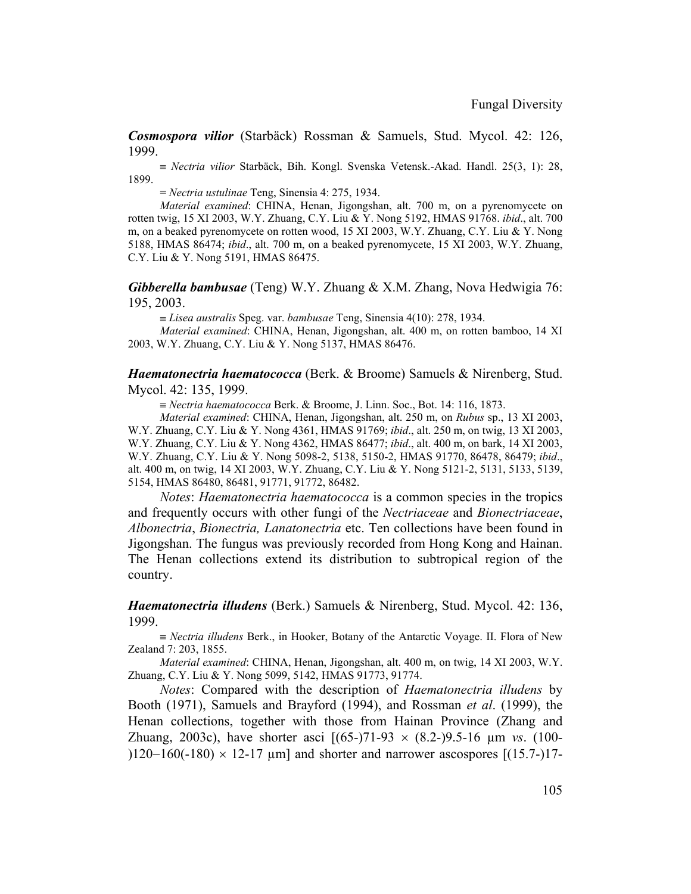***Cosmospora vilior*** (Starbäck) Rossman & Samuels, Stud. Mycol. 42: 126, 1999.

≡ *Nectria vilior* Starbäck, Bih. Kongl. Svenska Vetensk.-Akad. Handl. 25(3, 1): 28, 1899.

= *Nectria ustulinae* Teng, Sinensia 4: 275, 1934.

*Material examined*: CHINA, Henan, Jigongshan, alt. 700 m, on a pyrenomycete on rotten twig, 15 XI 2003, W.Y. Zhuang, C.Y. Liu & Y. Nong 5192, HMAS 91768. *ibid*., alt. 700 m, on a beaked pyrenomycete on rotten wood, 15 XI 2003, W.Y. Zhuang, C.Y. Liu & Y. Nong 5188, HMAS 86474; *ibid*., alt. 700 m, on a beaked pyrenomycete, 15 XI 2003, W.Y. Zhuang, C.Y. Liu & Y. Nong 5191, HMAS 86475.

***Gibberella bambusae*** (Teng) W.Y. Zhuang & X.M. Zhang, Nova Hedwigia 76: 195, 2003.

≡ *Lisea australis* Speg. var. *bambusae* Teng, Sinensia 4(10): 278, 1934.

*Material examined*: CHINA, Henan, Jigongshan, alt. 400 m, on rotten bamboo, 14 XI 2003, W.Y. Zhuang, C.Y. Liu & Y. Nong 5137, HMAS 86476.

***Haematonectria haematococca*** (Berk. & Broome) Samuels & Nirenberg, Stud. Mycol. 42: 135, 1999.

≡ *Nectria haematococca* Berk. & Broome, J. Linn. Soc., Bot. 14: 116, 1873.

*Material examined*: CHINA, Henan, Jigongshan, alt. 250 m, on *Rubus* sp., 13 XI 2003, W.Y. Zhuang, C.Y. Liu & Y. Nong 4361, HMAS 91769; *ibid*., alt. 250 m, on twig, 13 XI 2003, W.Y. Zhuang, C.Y. Liu & Y. Nong 4362, HMAS 86477; *ibid*., alt. 400 m, on bark, 14 XI 2003, W.Y. Zhuang, C.Y. Liu & Y. Nong 5098-2, 5138, 5150-2, HMAS 91770, 86478, 86479; *ibid*., alt. 400 m, on twig, 14 XI 2003, W.Y. Zhuang, C.Y. Liu & Y. Nong 5121-2, 5131, 5133, 5139, 5154, HMAS 86480, 86481, 91771, 91772, 86482.

*Notes*: *Haematonectria haematococca* is a common species in the tropics and frequently occurs with other fungi of the *Nectriaceae* and *Bionectriaceae*, *Albonectria*, *Bionectria, Lanatonectria* etc. Ten collections have been found in Jigongshan. The fungus was previously recorded from Hong Kong and Hainan. The Henan collections extend its distribution to subtropical region of the country.

***Haematonectria illudens*** (Berk.) Samuels & Nirenberg, Stud. Mycol. 42: 136, 1999.

≡ *Nectria illudens* Berk., in Hooker, Botany of the Antarctic Voyage. II. Flora of New Zealand 7: 203, 1855.

*Material examined*: CHINA, Henan, Jigongshan, alt. 400 m, on twig, 14 XI 2003, W.Y. Zhuang, C.Y. Liu & Y. Nong 5099, 5142, HMAS 91773, 91774.

*Notes*: Compared with the description of *Haematonectria illudens* by Booth (1971), Samuels and Brayford (1994), and Rossman *et al*. (1999), the Henan collections, together with those from Hainan Province (Zhang and Zhuang, 2003c), have shorter asci [(65-)71-93 × (8.2-)9.5-16 μm *vs*. (100-)120−160(-180) × 12-17 μm] and shorter and narrower ascospores [(15.7-)17-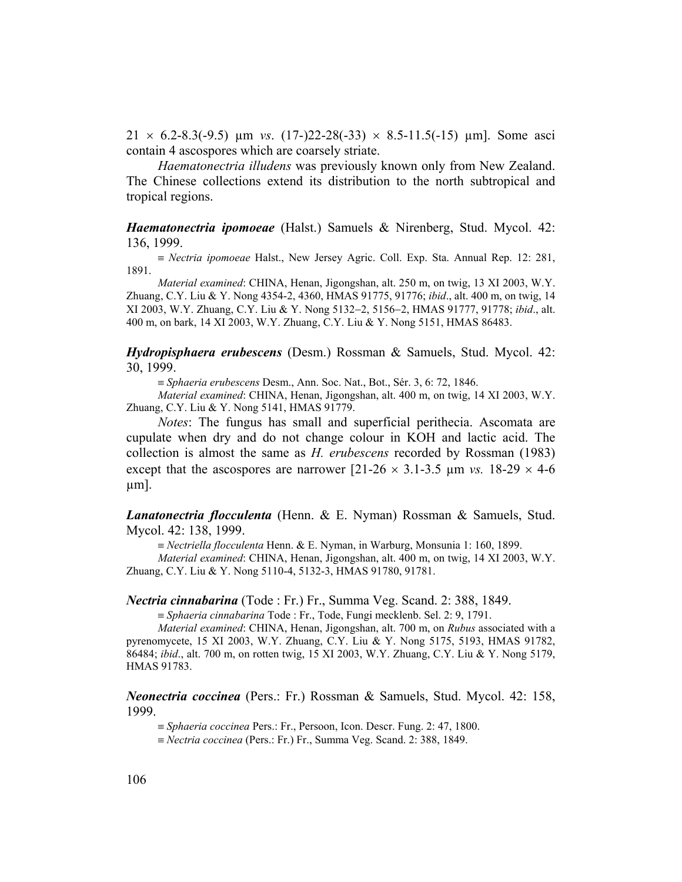21 × 6.2-8.3(-9.5) μm *vs*. (17-)22-28(-33) × 8.5-11.5(-15) μm]. Some asci contain 4 ascospores which are coarsely striate.

*Haematonectria illudens* was previously known only from New Zealand. The Chinese collections extend its distribution to the north subtropical and tropical regions.

***Haematonectria ipomoeae*** (Halst.) Samuels & Nirenberg, Stud. Mycol. 42: 136, 1999.

≡ *Nectria ipomoeae* Halst., New Jersey Agric. Coll. Exp. Sta. Annual Rep. 12: 281, 1891.

*Material examined*: CHINA, Henan, Jigongshan, alt. 250 m, on twig, 13 XI 2003, W.Y. Zhuang, C.Y. Liu & Y. Nong 4354-2, 4360, HMAS 91775, 91776; *ibid*., alt. 400 m, on twig, 14 XI 2003, W.Y. Zhuang, C.Y. Liu & Y. Nong 5132–2, 5156–2, HMAS 91777, 91778; *ibid*., alt. 400 m, on bark, 14 XI 2003, W.Y. Zhuang, C.Y. Liu & Y. Nong 5151, HMAS 86483.

***Hydropisphaera erubescens*** (Desm.) Rossman & Samuels, Stud. Mycol. 42: 30, 1999.

≡ *Sphaeria erubescens* Desm., Ann. Soc. Nat., Bot., Sér. 3, 6: 72, 1846.

*Material examined*: CHINA, Henan, Jigongshan, alt. 400 m, on twig, 14 XI 2003, W.Y. Zhuang, C.Y. Liu & Y. Nong 5141, HMAS 91779.

*Notes*: The fungus has small and superficial perithecia. Ascomata are cupulate when dry and do not change colour in KOH and lactic acid. The collection is almost the same as *H. erubescens* recorded by Rossman (1983) except that the ascospores are narrower [21-26 × 3.1-3.5 μm *vs.* 18-29 × 4-6 μm].

***Lanatonectria flocculenta*** (Henn. & E. Nyman) Rossman & Samuels, Stud. Mycol. 42: 138, 1999.

≡ *Nectriella flocculenta* Henn. & E. Nyman, in Warburg, Monsunia 1: 160, 1899.

*Material examined*: CHINA, Henan, Jigongshan, alt. 400 m, on twig, 14 XI 2003, W.Y. Zhuang, C.Y. Liu & Y. Nong 5110-4, 5132-3, HMAS 91780, 91781.

***Nectria cinnabarina*** (Tode : Fr.) Fr., Summa Veg. Scand. 2: 388, 1849.

≡ *Sphaeria cinnabarina* Tode : Fr., Tode, Fungi mecklenb. Sel. 2: 9, 1791.

*Material examined*: CHINA, Henan, Jigongshan, alt. 700 m, on *Rubus* associated with a pyrenomycete, 15 XI 2003, W.Y. Zhuang, C.Y. Liu & Y. Nong 5175, 5193, HMAS 91782, 86484; *ibid*., alt. 700 m, on rotten twig, 15 XI 2003, W.Y. Zhuang, C.Y. Liu & Y. Nong 5179, HMAS 91783.

***Neonectria coccinea*** (Pers.: Fr.) Rossman & Samuels, Stud. Mycol. 42: 158, 1999.

≡ *Sphaeria coccinea* Pers.: Fr., Persoon, Icon. Descr. Fung. 2: 47, 1800.

≡ *Nectria coccinea* (Pers.: Fr.) Fr., Summa Veg. Scand. 2: 388, 1849.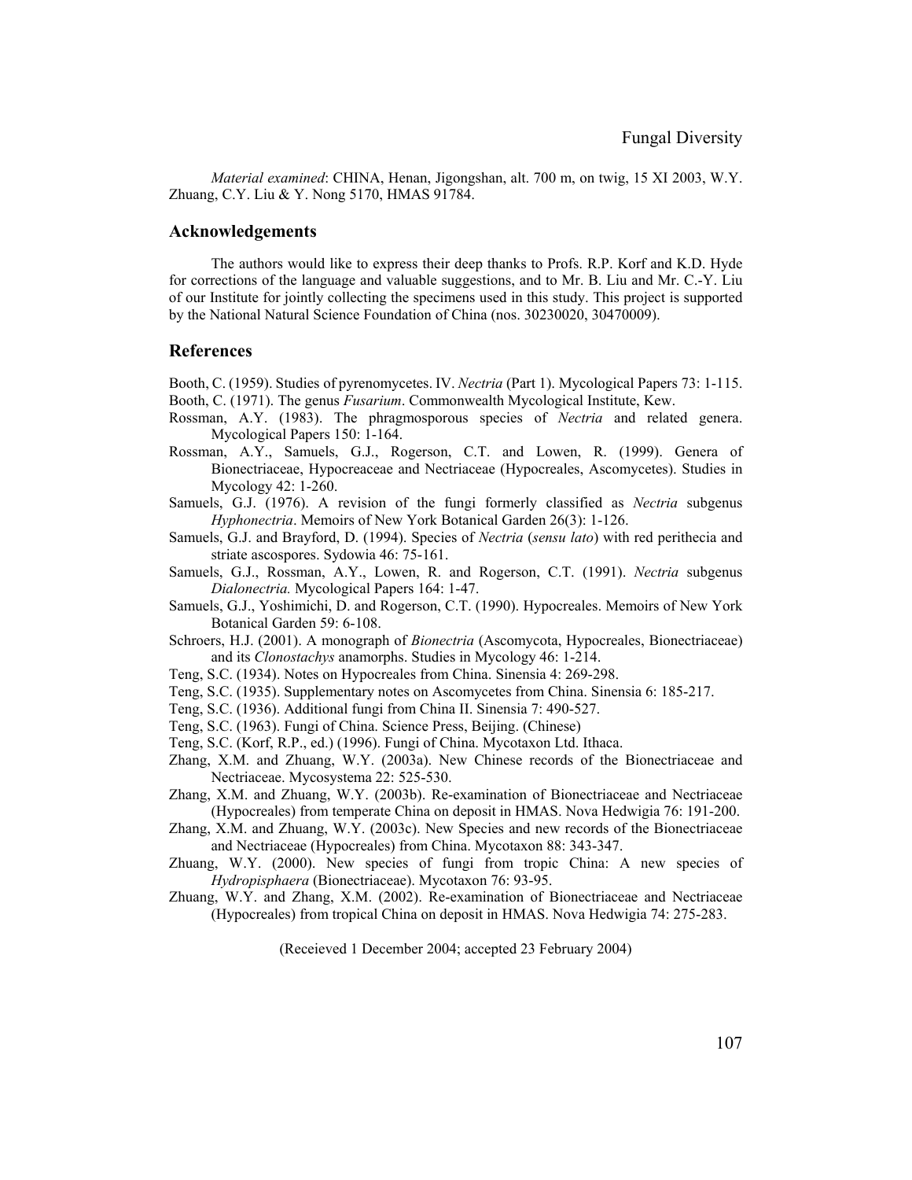*Material examined*: CHINA, Henan, Jigongshan, alt. 700 m, on twig, 15 XI 2003, W.Y. Zhuang, C.Y. Liu & Y. Nong 5170, HMAS 91784.

## Acknowledgements

The authors would like to express their deep thanks to Profs. R.P. Korf and K.D. Hyde for corrections of the language and valuable suggestions, and to Mr. B. Liu and Mr. C.-Y. Liu of our Institute for jointly collecting the specimens used in this study. This project is supported by the National Natural Science Foundation of China (nos. 30230020, 30470009).

## References

Booth, C. (1959). Studies of pyrenomycetes. IV. *Nectria* (Part 1). Mycological Papers 73: 1-115.

Booth, C. (1971). The genus *Fusarium*. Commonwealth Mycological Institute, Kew.

Rossman, A.Y. (1983). The phragmosporous species of *Nectria* and related genera. Mycological Papers 150: 1-164.

Rossman, A.Y., Samuels, G.J., Rogerson, C.T. and Lowen, R. (1999). Genera of Bionectriaceae, Hypocreaceae and Nectriaceae (Hypocreales, Ascomycetes). Studies in Mycology 42: 1-260.

Samuels, G.J. (1976). A revision of the fungi formerly classified as *Nectria* subgenus *Hyphonectria*. Memoirs of New York Botanical Garden 26(3): 1-126.

Samuels, G.J. and Brayford, D. (1994). Species of *Nectria* (*sensu lato*) with red perithecia and striate ascospores. Sydowia 46: 75-161.

Samuels, G.J., Rossman, A.Y., Lowen, R. and Rogerson, C.T. (1991). *Nectria* subgenus *Dialonectria.* Mycological Papers 164: 1-47.

Samuels, G.J., Yoshimichi, D. and Rogerson, C.T. (1990). Hypocreales. Memoirs of New York Botanical Garden 59: 6-108.

Schroers, H.J. (2001). A monograph of *Bionectria* (Ascomycota, Hypocreales, Bionectriaceae) and its *Clonostachys* anamorphs. Studies in Mycology 46: 1-214.

Teng, S.C. (1934). Notes on Hypocreales from China. Sinensia 4: 269-298.

Teng, S.C. (1935). Supplementary notes on Ascomycetes from China. Sinensia 6: 185-217.

Teng, S.C. (1936). Additional fungi from China II. Sinensia 7: 490-527.

Teng, S.C. (1963). Fungi of China. Science Press, Beijing. (Chinese)

Teng, S.C. (Korf, R.P., ed.) (1996). Fungi of China. Mycotaxon Ltd. Ithaca.

Zhang, X.M. and Zhuang, W.Y. (2003a). New Chinese records of the Bionectriaceae and Nectriaceae. Mycosystema 22: 525-530.

Zhang, X.M. and Zhuang, W.Y. (2003b). Re-examination of Bionectriaceae and Nectriaceae (Hypocreales) from temperate China on deposit in HMAS. Nova Hedwigia 76: 191-200.

Zhang, X.M. and Zhuang, W.Y. (2003c). New Species and new records of the Bionectriaceae and Nectriaceae (Hypocreales) from China. Mycotaxon 88: 343-347.

Zhuang, W.Y. (2000). New species of fungi from tropic China: A new species of *Hydropisphaera* (Bionectriaceae). Mycotaxon 76: 93-95.

Zhuang, W.Y. and Zhang, X.M. (2002). Re-examination of Bionectriaceae and Nectriaceae (Hypocreales) from tropical China on deposit in HMAS. Nova Hedwigia 74: 275-283.

(Receieved 1 December 2004; accepted 23 February 2004)